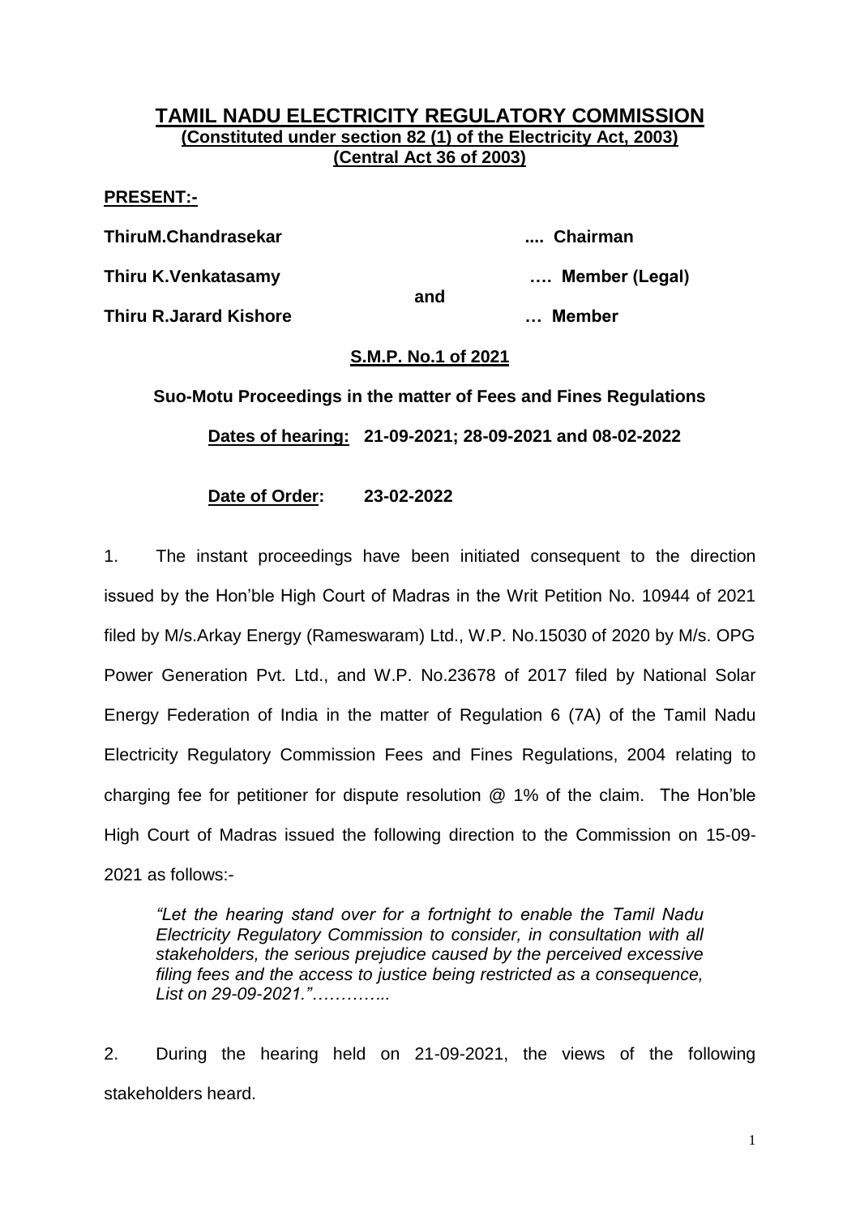# TAMIL NADU ELECTRICITY REGULATORY COMMISSION

**(Constituted under section 82 (1) of the Electricity Act, 2003)**
**(Central Act 36 of 2003)**

**PRESENT:-**

**ThiruM.Chandrasekar .... Chairman**

**Thiru K.Venkatasamy …. Member (Legal)**

**and**

**Thiru R.Jarard Kishore … Member**

**S.M.P. No.1 of 2021**

**Suo-Motu Proceedings in the matter of Fees and Fines Regulations**

**Dates of hearing: 21-09-2021; 28-09-2021 and 08-02-2022**

**Date of Order: 23-02-2022**

1. The instant proceedings have been initiated consequent to the direction issued by the Hon'ble High Court of Madras in the Writ Petition No. 10944 of 2021 filed by M/s.Arkay Energy (Rameswaram) Ltd., W.P. No.15030 of 2020 by M/s. OPG Power Generation Pvt. Ltd., and W.P. No.23678 of 2017 filed by National Solar Energy Federation of India in the matter of Regulation 6 (7A) of the Tamil Nadu Electricity Regulatory Commission Fees and Fines Regulations, 2004 relating to charging fee for petitioner for dispute resolution @ 1% of the claim. The Hon'ble High Court of Madras issued the following direction to the Commission on 15-09-2021 as follows:-

> *"Let the hearing stand over for a fortnight to enable the Tamil Nadu Electricity Regulatory Commission to consider, in consultation with all stakeholders, the serious prejudice caused by the perceived excessive filing fees and the access to justice being restricted as a consequence, List on 29-09-2021."…………..*

2. During the hearing held on 21-09-2021, the views of the following stakeholders heard.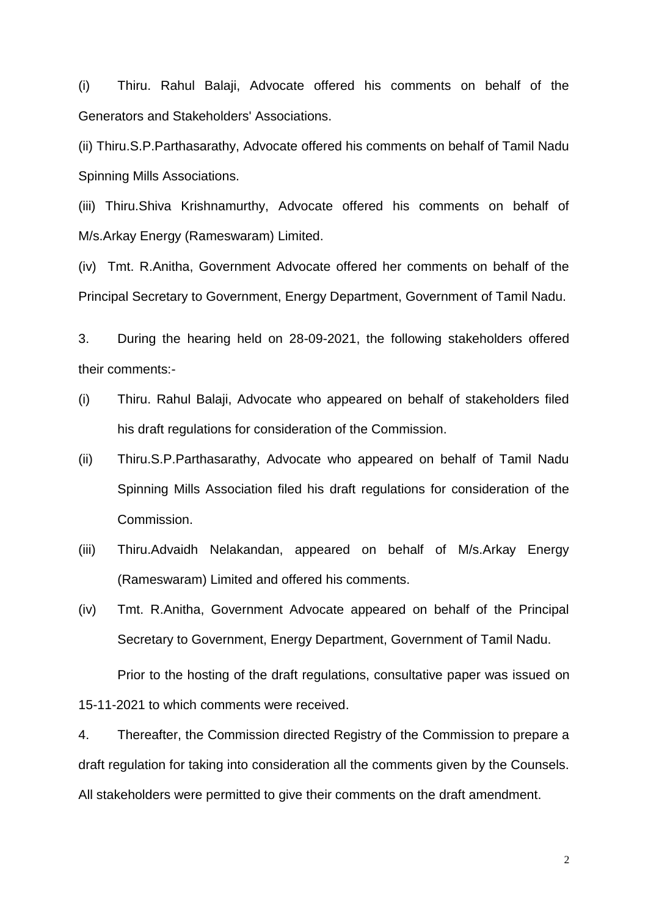(i) Thiru. Rahul Balaji, Advocate offered his comments on behalf of the Generators and Stakeholders' Associations.

(ii) Thiru.S.P.Parthasarathy, Advocate offered his comments on behalf of Tamil Nadu Spinning Mills Associations.

(iii) Thiru.Shiva Krishnamurthy, Advocate offered his comments on behalf of M/s.Arkay Energy (Rameswaram) Limited.

(iv) Tmt. R.Anitha, Government Advocate offered her comments on behalf of the Principal Secretary to Government, Energy Department, Government of Tamil Nadu.

3. During the hearing held on 28-09-2021, the following stakeholders offered their comments:-

(i) Thiru. Rahul Balaji, Advocate who appeared on behalf of stakeholders filed his draft regulations for consideration of the Commission.

(ii) Thiru.S.P.Parthasarathy, Advocate who appeared on behalf of Tamil Nadu Spinning Mills Association filed his draft regulations for consideration of the Commission.

(iii) Thiru.Advaidh Nelakandan, appeared on behalf of M/s.Arkay Energy (Rameswaram) Limited and offered his comments.

(iv) Tmt. R.Anitha, Government Advocate appeared on behalf of the Principal Secretary to Government, Energy Department, Government of Tamil Nadu.

Prior to the hosting of the draft regulations, consultative paper was issued on 15-11-2021 to which comments were received.

4. Thereafter, the Commission directed Registry of the Commission to prepare a draft regulation for taking into consideration all the comments given by the Counsels. All stakeholders were permitted to give their comments on the draft amendment.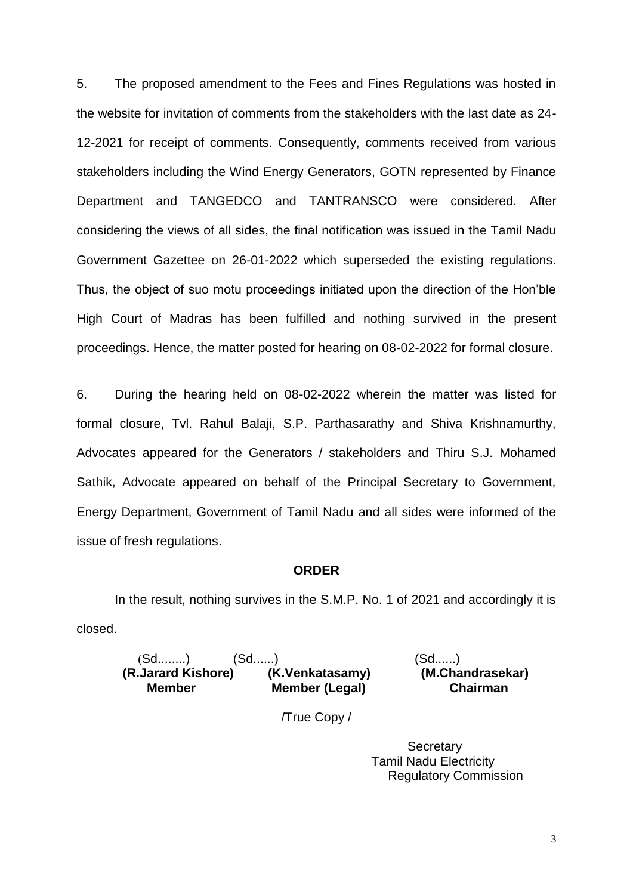5. The proposed amendment to the Fees and Fines Regulations was hosted in the website for invitation of comments from the stakeholders with the last date as 24-12-2021 for receipt of comments. Consequently, comments received from various stakeholders including the Wind Energy Generators, GOTN represented by Finance Department and TANGEDCO and TANTRANSCO were considered. After considering the views of all sides, the final notification was issued in the Tamil Nadu Government Gazettee on 26-01-2022 which superseded the existing regulations. Thus, the object of suo motu proceedings initiated upon the direction of the Hon'ble High Court of Madras has been fulfilled and nothing survived in the present proceedings. Hence, the matter posted for hearing on 08-02-2022 for formal closure.

6. During the hearing held on 08-02-2022 wherein the matter was listed for formal closure, Tvl. Rahul Balaji, S.P. Parthasarathy and Shiva Krishnamurthy, Advocates appeared for the Generators / stakeholders and Thiru S.J. Mohamed Sathik, Advocate appeared on behalf of the Principal Secretary to Government, Energy Department, Government of Tamil Nadu and all sides were informed of the issue of fresh regulations.

**ORDER**

In the result, nothing survives in the S.M.P. No. 1 of 2021 and accordingly it is closed.

| | | |
|---|---|---|
| (Sd........) | (Sd......) | (Sd......) |
| **(R.Jarard Kishore)** | **(K.Venkatasamy)** | **(M.Chandrasekar)** |
| **Member** | **Member (Legal)** | **Chairman** |

/True Copy /

Secretary
Tamil Nadu Electricity
Regulatory Commission